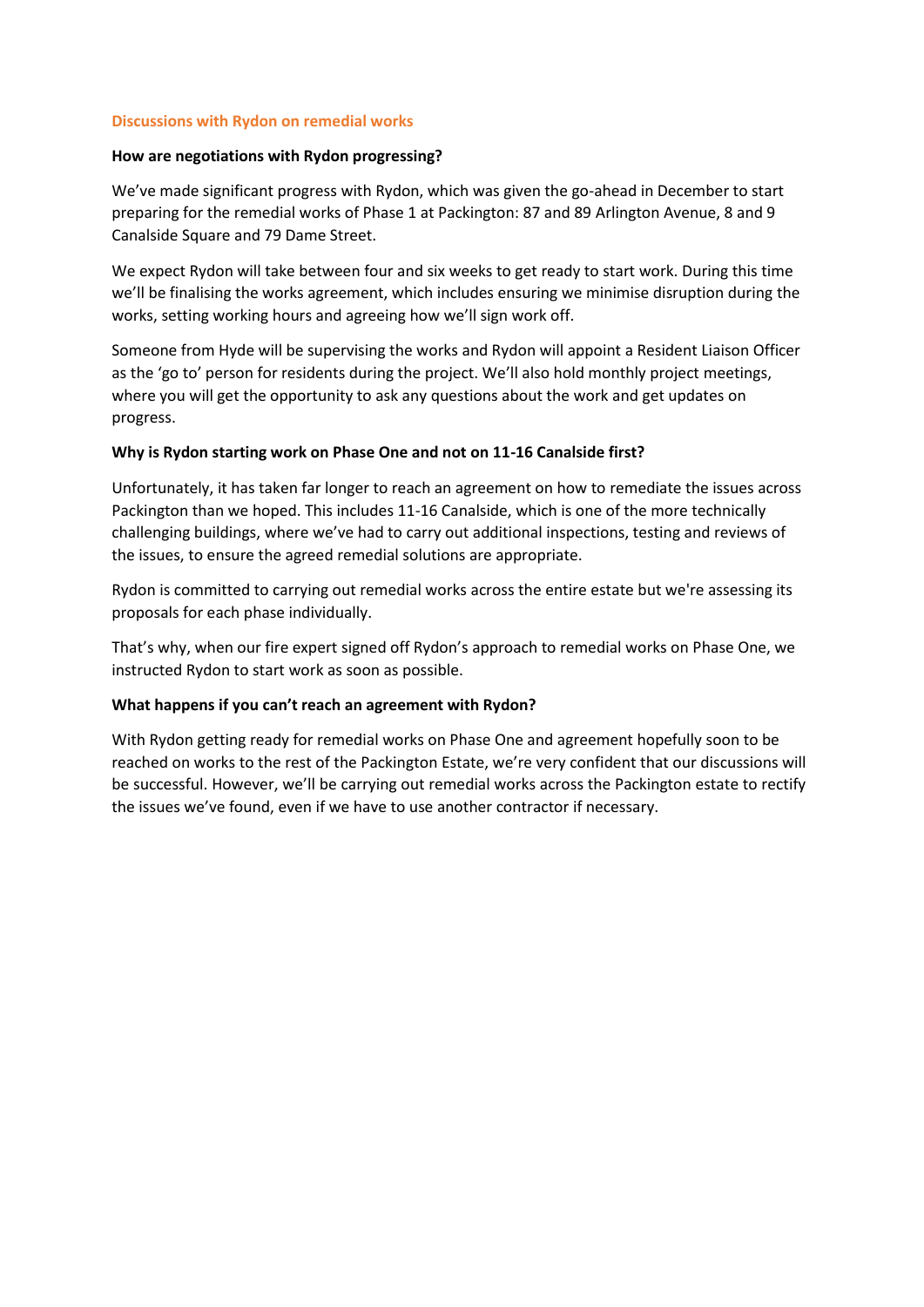## Discussions with Rydon on remedial works

**How are negotiations with Rydon progressing?**

We've made significant progress with Rydon, which was given the go-ahead in December to start preparing for the remedial works of Phase 1 at Packington: 87 and 89 Arlington Avenue, 8 and 9 Canalside Square and 79 Dame Street.

We expect Rydon will take between four and six weeks to get ready to start work. During this time we'll be finalising the works agreement, which includes ensuring we minimise disruption during the works, setting working hours and agreeing how we'll sign work off.

Someone from Hyde will be supervising the works and Rydon will appoint a Resident Liaison Officer as the 'go to' person for residents during the project. We'll also hold monthly project meetings, where you will get the opportunity to ask any questions about the work and get updates on progress.

**Why is Rydon starting work on Phase One and not on 11-16 Canalside first?**

Unfortunately, it has taken far longer to reach an agreement on how to remediate the issues across Packington than we hoped. This includes 11-16 Canalside, which is one of the more technically challenging buildings, where we've had to carry out additional inspections, testing and reviews of the issues, to ensure the agreed remedial solutions are appropriate.

Rydon is committed to carrying out remedial works across the entire estate but we're assessing its proposals for each phase individually.

That's why, when our fire expert signed off Rydon's approach to remedial works on Phase One, we instructed Rydon to start work as soon as possible.

**What happens if you can't reach an agreement with Rydon?**

With Rydon getting ready for remedial works on Phase One and agreement hopefully soon to be reached on works to the rest of the Packington Estate, we're very confident that our discussions will be successful. However, we'll be carrying out remedial works across the Packington estate to rectify the issues we've found, even if we have to use another contractor if necessary.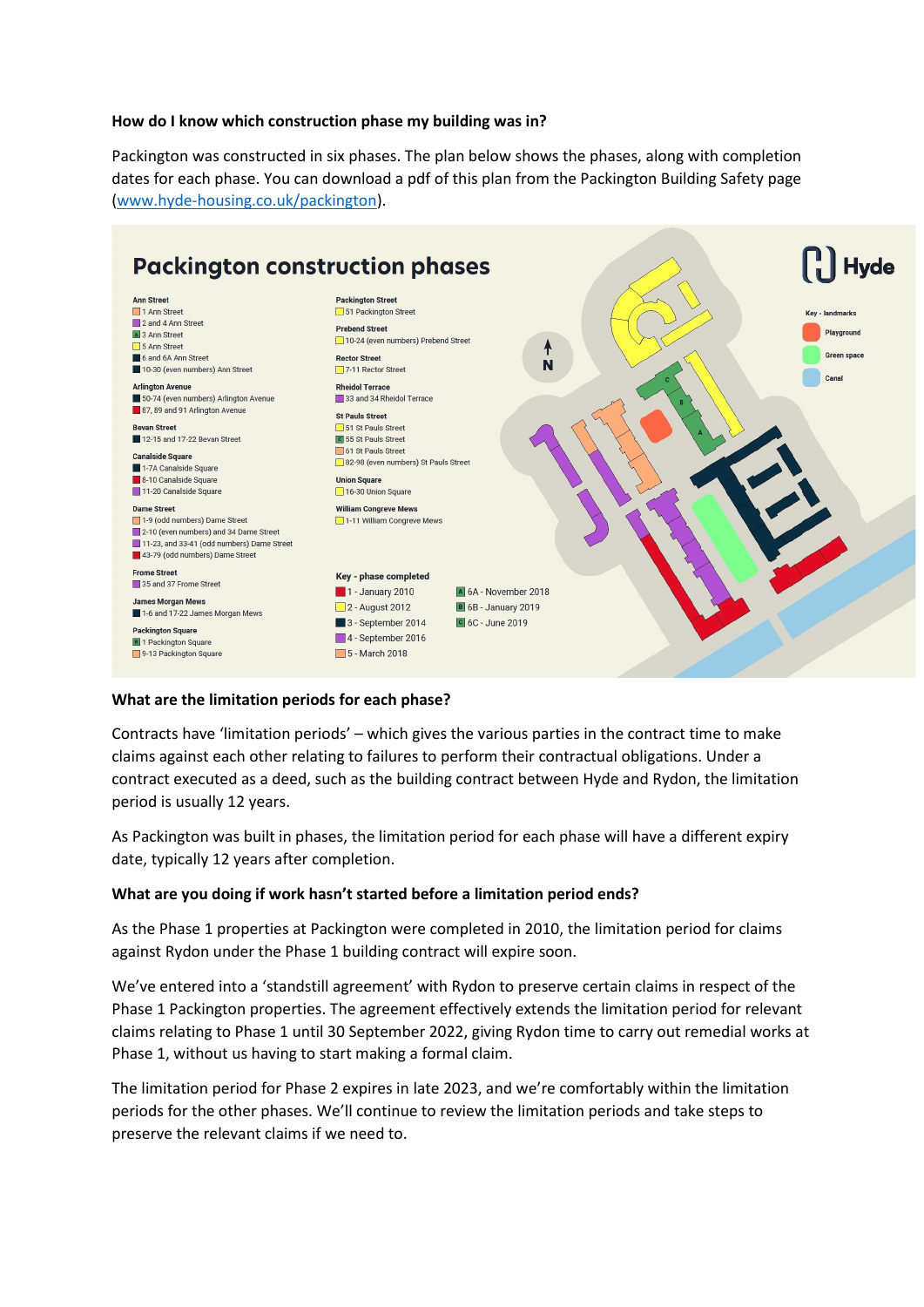**How do I know which construction phase my building was in?**

Packington was constructed in six phases. The plan below shows the phases, along with completion dates for each phase. You can download a pdf of this plan from the Packington Building Safety page (www.hyde-housing.co.uk/packington).

## Packington construction phases

**Ann Street**
- 1 Ann Street
- 2 and 4 Ann Street
- 3 Ann Street
- 5 Ann Street
- 6 and 6A Ann Street
- 10-30 (even numbers) Ann Street

**Arlington Avenue**
- 50-74 (even numbers) Arlington Avenue
- 87, 89 and 91 Arlington Avenue

**Bevan Street**
- 12-15 and 17-22 Bevan Street

**Canalside Square**
- 1-7A Canalside Square
- 8-10 Canalside Square
- 11-20 Canalside Square

**Dame Street**
- 1-9 (odd numbers) Dame Street
- 2-10 (even numbers) and 34 Dame Street
- 11-23, and 33-41 (odd numbers) Dame Street
- 43-79 (odd numbers) Dame Street

**Frome Street**
- 35 and 37 Frome Street

**James Morgan Mews**
- 1-6 and 17-22 James Morgan Mews

**Packington Square**
- 1 Packington Square
- 9-13 Packington Square

**Packington Street**
- 51 Packington Street

**Prebend Street**
- 10-24 (even numbers) Prebend Street

**Rector Street**
- 7-11 Rector Street

**Rheidol Terrace**
- 33 and 34 Rheidol Terrace

**St Pauls Street**
- 51 St Pauls Street
- 55 St Pauls Street
- 61 St Pauls Street
- 82-98 (even numbers) St Pauls Street

**Union Square**
- 16-30 Union Square

**William Congreve Mews**
- 1-11 William Congreve Mews

**Key - phase completed**
- 1 - January 2010
- 2 - August 2012
- 3 - September 2014
- 4 - September 2016
- 5 - March 2018
- 6A - November 2018
- 6B - January 2019
- 6C - June 2019

**Key - landmarks**
- Playground
- Green space
- Canal

**What are the limitation periods for each phase?**

Contracts have 'limitation periods' – which gives the various parties in the contract time to make claims against each other relating to failures to perform their contractual obligations. Under a contract executed as a deed, such as the building contract between Hyde and Rydon, the limitation period is usually 12 years.

As Packington was built in phases, the limitation period for each phase will have a different expiry date, typically 12 years after completion.

**What are you doing if work hasn't started before a limitation period ends?**

As the Phase 1 properties at Packington were completed in 2010, the limitation period for claims against Rydon under the Phase 1 building contract will expire soon.

We've entered into a 'standstill agreement' with Rydon to preserve certain claims in respect of the Phase 1 Packington properties. The agreement effectively extends the limitation period for relevant claims relating to Phase 1 until 30 September 2022, giving Rydon time to carry out remedial works at Phase 1, without us having to start making a formal claim.

The limitation period for Phase 2 expires in late 2023, and we're comfortably within the limitation periods for the other phases. We'll continue to review the limitation periods and take steps to preserve the relevant claims if we need to.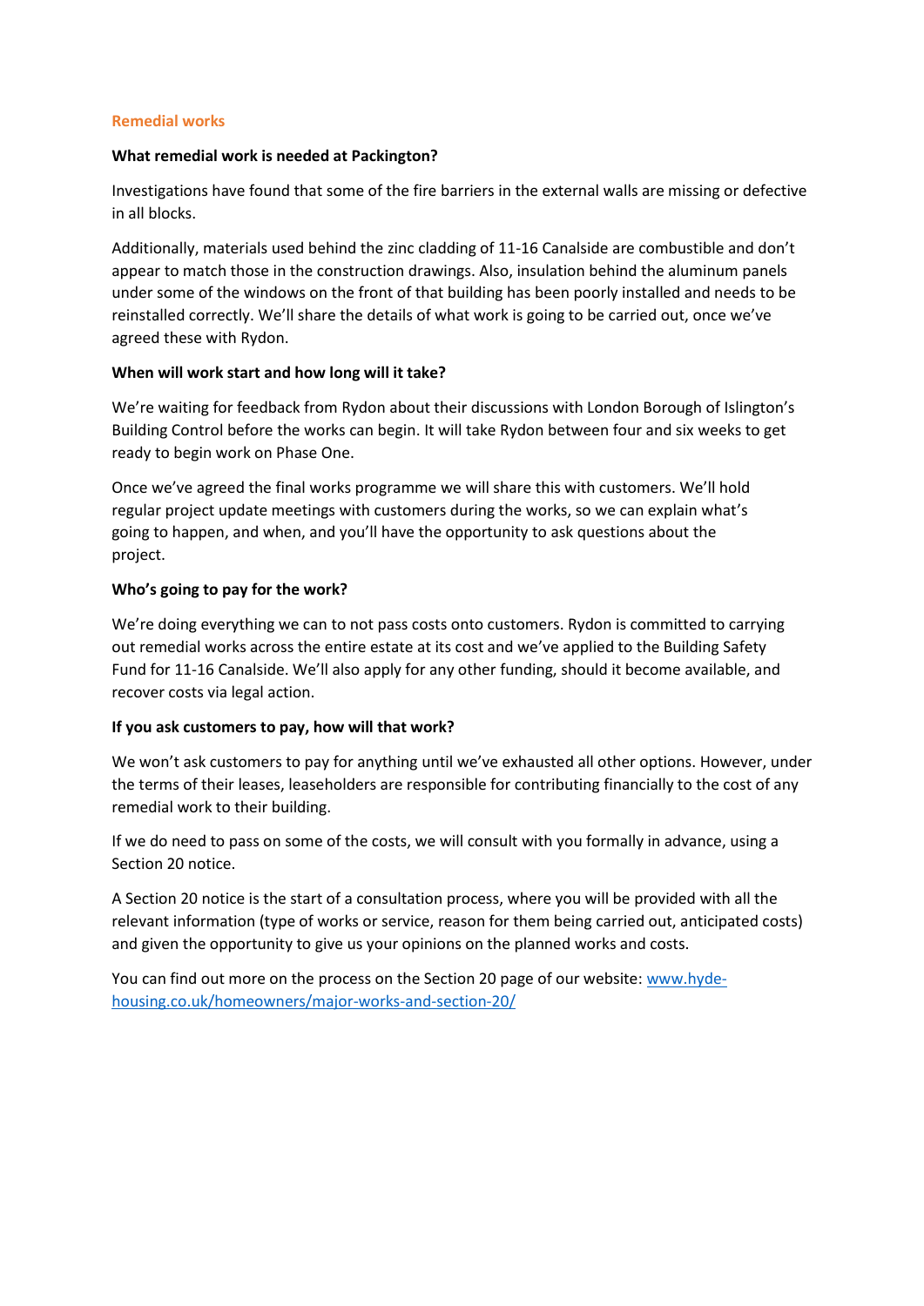## Remedial works

### What remedial work is needed at Packington?

Investigations have found that some of the fire barriers in the external walls are missing or defective in all blocks.

Additionally, materials used behind the zinc cladding of 11-16 Canalside are combustible and don't appear to match those in the construction drawings. Also, insulation behind the aluminum panels under some of the windows on the front of that building has been poorly installed and needs to be reinstalled correctly. We'll share the details of what work is going to be carried out, once we've agreed these with Rydon.

### When will work start and how long will it take?

We're waiting for feedback from Rydon about their discussions with London Borough of Islington's Building Control before the works can begin. It will take Rydon between four and six weeks to get ready to begin work on Phase One.

Once we've agreed the final works programme we will share this with customers. We'll hold regular project update meetings with customers during the works, so we can explain what's going to happen, and when, and you'll have the opportunity to ask questions about the project.

### Who's going to pay for the work?

We're doing everything we can to not pass costs onto customers. Rydon is committed to carrying out remedial works across the entire estate at its cost and we've applied to the Building Safety Fund for 11-16 Canalside. We'll also apply for any other funding, should it become available, and recover costs via legal action.

### If you ask customers to pay, how will that work?

We won't ask customers to pay for anything until we've exhausted all other options. However, under the terms of their leases, leaseholders are responsible for contributing financially to the cost of any remedial work to their building.

If we do need to pass on some of the costs, we will consult with you formally in advance, using a Section 20 notice.

A Section 20 notice is the start of a consultation process, where you will be provided with all the relevant information (type of works or service, reason for them being carried out, anticipated costs) and given the opportunity to give us your opinions on the planned works and costs.

You can find out more on the process on the Section 20 page of our website: [www.hyde-housing.co.uk/homeowners/major-works-and-section-20/](www.hyde-housing.co.uk/homeowners/major-works-and-section-20/)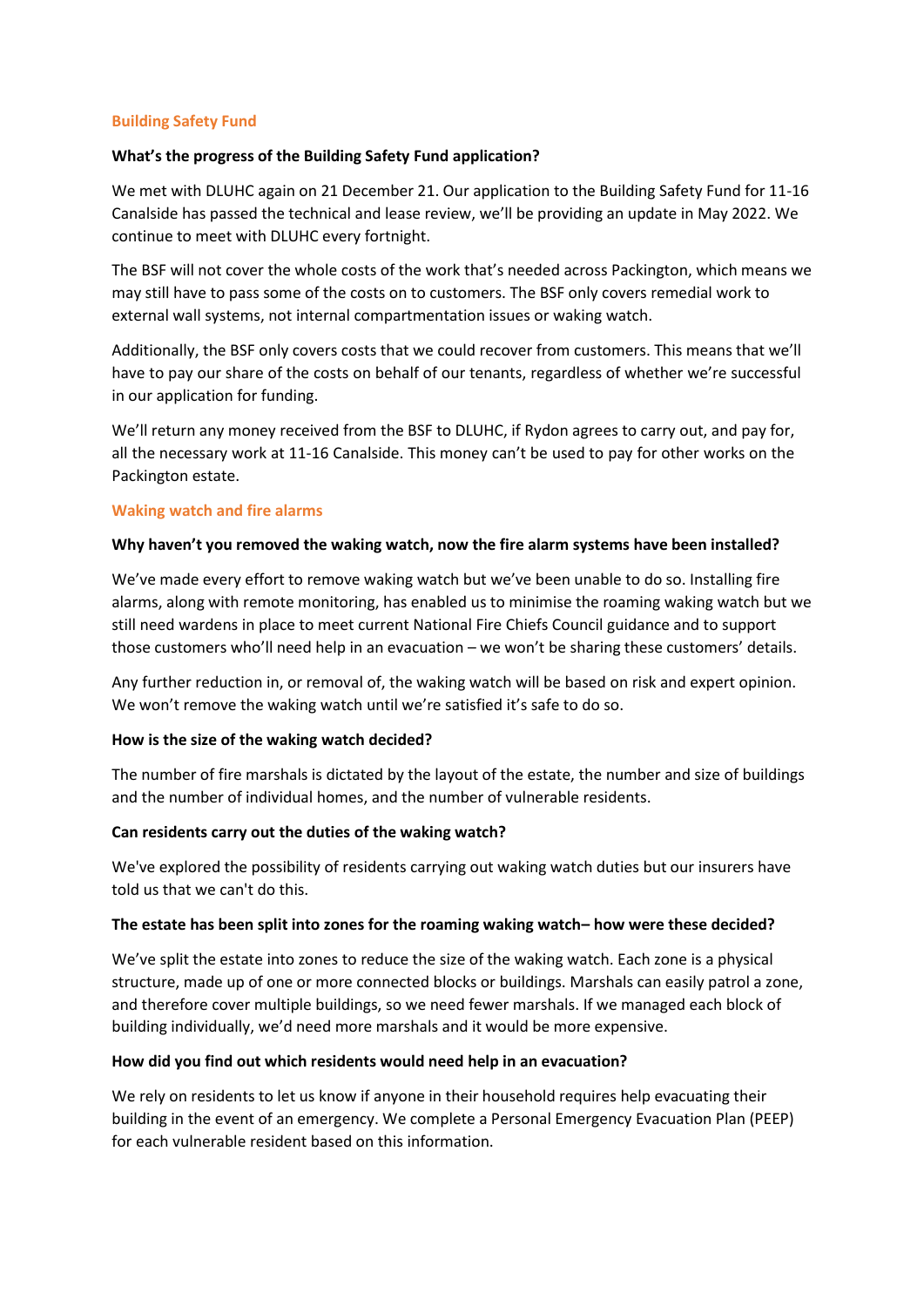## Building Safety Fund

**What's the progress of the Building Safety Fund application?**

We met with DLUHC again on 21 December 21. Our application to the Building Safety Fund for 11-16 Canalside has passed the technical and lease review, we'll be providing an update in May 2022. We continue to meet with DLUHC every fortnight.

The BSF will not cover the whole costs of the work that's needed across Packington, which means we may still have to pass some of the costs on to customers. The BSF only covers remedial work to external wall systems, not internal compartmentation issues or waking watch.

Additionally, the BSF only covers costs that we could recover from customers. This means that we'll have to pay our share of the costs on behalf of our tenants, regardless of whether we're successful in our application for funding.

We'll return any money received from the BSF to DLUHC, if Rydon agrees to carry out, and pay for, all the necessary work at 11-16 Canalside. This money can't be used to pay for other works on the Packington estate.

## Waking watch and fire alarms

**Why haven't you removed the waking watch, now the fire alarm systems have been installed?**

We've made every effort to remove waking watch but we've been unable to do so. Installing fire alarms, along with remote monitoring, has enabled us to minimise the roaming waking watch but we still need wardens in place to meet current National Fire Chiefs Council guidance and to support those customers who'll need help in an evacuation – we won't be sharing these customers' details.

Any further reduction in, or removal of, the waking watch will be based on risk and expert opinion. We won't remove the waking watch until we're satisfied it's safe to do so.

**How is the size of the waking watch decided?**

The number of fire marshals is dictated by the layout of the estate, the number and size of buildings and the number of individual homes, and the number of vulnerable residents.

**Can residents carry out the duties of the waking watch?**

We've explored the possibility of residents carrying out waking watch duties but our insurers have told us that we can't do this.

**The estate has been split into zones for the roaming waking watch– how were these decided?**

We've split the estate into zones to reduce the size of the waking watch. Each zone is a physical structure, made up of one or more connected blocks or buildings. Marshals can easily patrol a zone, and therefore cover multiple buildings, so we need fewer marshals. If we managed each block of building individually, we'd need more marshals and it would be more expensive.

**How did you find out which residents would need help in an evacuation?**

We rely on residents to let us know if anyone in their household requires help evacuating their building in the event of an emergency. We complete a Personal Emergency Evacuation Plan (PEEP) for each vulnerable resident based on this information.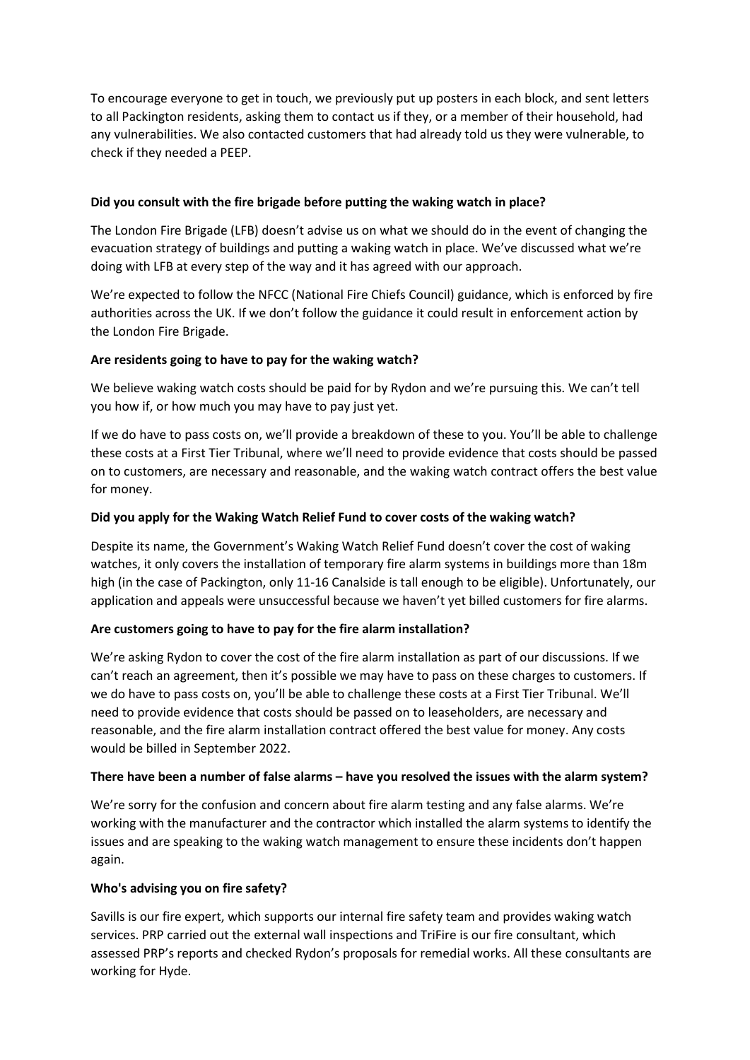To encourage everyone to get in touch, we previously put up posters in each block, and sent letters to all Packington residents, asking them to contact us if they, or a member of their household, had any vulnerabilities. We also contacted customers that had already told us they were vulnerable, to check if they needed a PEEP.

**Did you consult with the fire brigade before putting the waking watch in place?**

The London Fire Brigade (LFB) doesn't advise us on what we should do in the event of changing the evacuation strategy of buildings and putting a waking watch in place. We've discussed what we're doing with LFB at every step of the way and it has agreed with our approach.

We're expected to follow the NFCC (National Fire Chiefs Council) guidance, which is enforced by fire authorities across the UK. If we don't follow the guidance it could result in enforcement action by the London Fire Brigade.

**Are residents going to have to pay for the waking watch?**

We believe waking watch costs should be paid for by Rydon and we're pursuing this. We can't tell you how if, or how much you may have to pay just yet.

If we do have to pass costs on, we'll provide a breakdown of these to you. You'll be able to challenge these costs at a First Tier Tribunal, where we'll need to provide evidence that costs should be passed on to customers, are necessary and reasonable, and the waking watch contract offers the best value for money.

**Did you apply for the Waking Watch Relief Fund to cover costs of the waking watch?**

Despite its name, the Government's Waking Watch Relief Fund doesn't cover the cost of waking watches, it only covers the installation of temporary fire alarm systems in buildings more than 18m high (in the case of Packington, only 11-16 Canalside is tall enough to be eligible). Unfortunately, our application and appeals were unsuccessful because we haven't yet billed customers for fire alarms.

**Are customers going to have to pay for the fire alarm installation?**

We're asking Rydon to cover the cost of the fire alarm installation as part of our discussions. If we can't reach an agreement, then it's possible we may have to pass on these charges to customers. If we do have to pass costs on, you'll be able to challenge these costs at a First Tier Tribunal. We'll need to provide evidence that costs should be passed on to leaseholders, are necessary and reasonable, and the fire alarm installation contract offered the best value for money. Any costs would be billed in September 2022.

**There have been a number of false alarms – have you resolved the issues with the alarm system?**

We're sorry for the confusion and concern about fire alarm testing and any false alarms. We're working with the manufacturer and the contractor which installed the alarm systems to identify the issues and are speaking to the waking watch management to ensure these incidents don't happen again.

**Who's advising you on fire safety?**

Savills is our fire expert, which supports our internal fire safety team and provides waking watch services. PRP carried out the external wall inspections and TriFire is our fire consultant, which assessed PRP's reports and checked Rydon's proposals for remedial works. All these consultants are working for Hyde.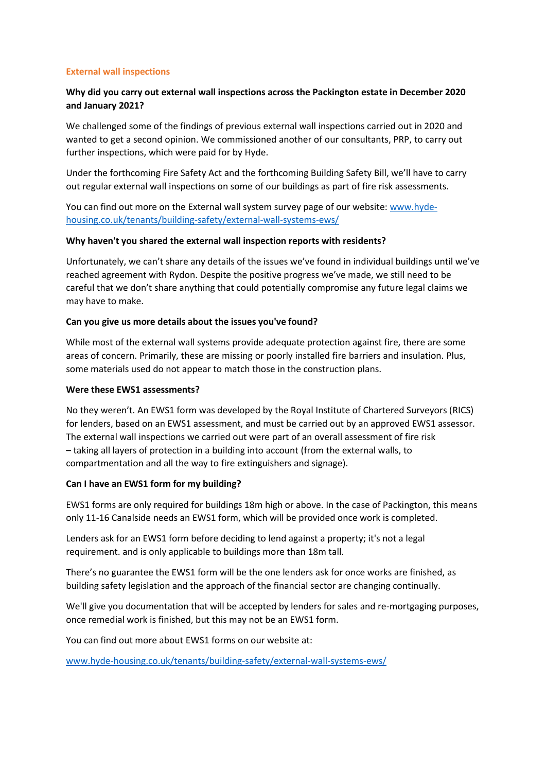## External wall inspections

**Why did you carry out external wall inspections across the Packington estate in December 2020 and January 2021?**

We challenged some of the findings of previous external wall inspections carried out in 2020 and wanted to get a second opinion. We commissioned another of our consultants, PRP, to carry out further inspections, which were paid for by Hyde.

Under the forthcoming Fire Safety Act and the forthcoming Building Safety Bill, we'll have to carry out regular external wall inspections on some of our buildings as part of fire risk assessments.

You can find out more on the External wall system survey page of our website: [www.hyde-housing.co.uk/tenants/building-safety/external-wall-systems-ews/](www.hyde-housing.co.uk/tenants/building-safety/external-wall-systems-ews/)

**Why haven't you shared the external wall inspection reports with residents?**

Unfortunately, we can't share any details of the issues we've found in individual buildings until we've reached agreement with Rydon. Despite the positive progress we've made, we still need to be careful that we don't share anything that could potentially compromise any future legal claims we may have to make.

**Can you give us more details about the issues you've found?**

While most of the external wall systems provide adequate protection against fire, there are some areas of concern. Primarily, these are missing or poorly installed fire barriers and insulation. Plus, some materials used do not appear to match those in the construction plans.

**Were these EWS1 assessments?**

No they weren't. An EWS1 form was developed by the Royal Institute of Chartered Surveyors (RICS) for lenders, based on an EWS1 assessment, and must be carried out by an approved EWS1 assessor. The external wall inspections we carried out were part of an overall assessment of fire risk – taking all layers of protection in a building into account (from the external walls, to compartmentation and all the way to fire extinguishers and signage).

**Can I have an EWS1 form for my building?**

EWS1 forms are only required for buildings 18m high or above. In the case of Packington, this means only 11-16 Canalside needs an EWS1 form, which will be provided once work is completed.

Lenders ask for an EWS1 form before deciding to lend against a property; it's not a legal requirement. and is only applicable to buildings more than 18m tall.

There's no guarantee the EWS1 form will be the one lenders ask for once works are finished, as building safety legislation and the approach of the financial sector are changing continually.

We'll give you documentation that will be accepted by lenders for sales and re-mortgaging purposes, once remedial work is finished, but this may not be an EWS1 form.

You can find out more about EWS1 forms on our website at:

[www.hyde-housing.co.uk/tenants/building-safety/external-wall-systems-ews/](www.hyde-housing.co.uk/tenants/building-safety/external-wall-systems-ews/)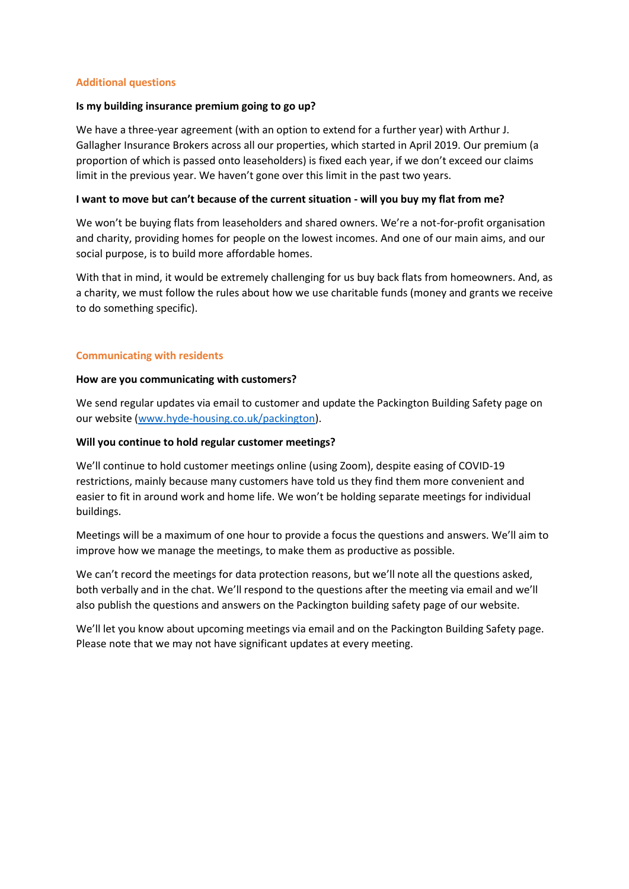## Additional questions

**Is my building insurance premium going to go up?**

We have a three-year agreement (with an option to extend for a further year) with Arthur J. Gallagher Insurance Brokers across all our properties, which started in April 2019. Our premium (a proportion of which is passed onto leaseholders) is fixed each year, if we don't exceed our claims limit in the previous year. We haven't gone over this limit in the past two years.

**I want to move but can't because of the current situation - will you buy my flat from me?**

We won't be buying flats from leaseholders and shared owners. We're a not-for-profit organisation and charity, providing homes for people on the lowest incomes. And one of our main aims, and our social purpose, is to build more affordable homes.

With that in mind, it would be extremely challenging for us buy back flats from homeowners. And, as a charity, we must follow the rules about how we use charitable funds (money and grants we receive to do something specific).

## Communicating with residents

**How are you communicating with customers?**

We send regular updates via email to customer and update the Packington Building Safety page on our website ([www.hyde-housing.co.uk/packington](www.hyde-housing.co.uk/packington)).

**Will you continue to hold regular customer meetings?**

We'll continue to hold customer meetings online (using Zoom), despite easing of COVID-19 restrictions, mainly because many customers have told us they find them more convenient and easier to fit in around work and home life. We won't be holding separate meetings for individual buildings.

Meetings will be a maximum of one hour to provide a focus the questions and answers. We'll aim to improve how we manage the meetings, to make them as productive as possible.

We can't record the meetings for data protection reasons, but we'll note all the questions asked, both verbally and in the chat. We'll respond to the questions after the meeting via email and we'll also publish the questions and answers on the Packington building safety page of our website.

We'll let you know about upcoming meetings via email and on the Packington Building Safety page. Please note that we may not have significant updates at every meeting.